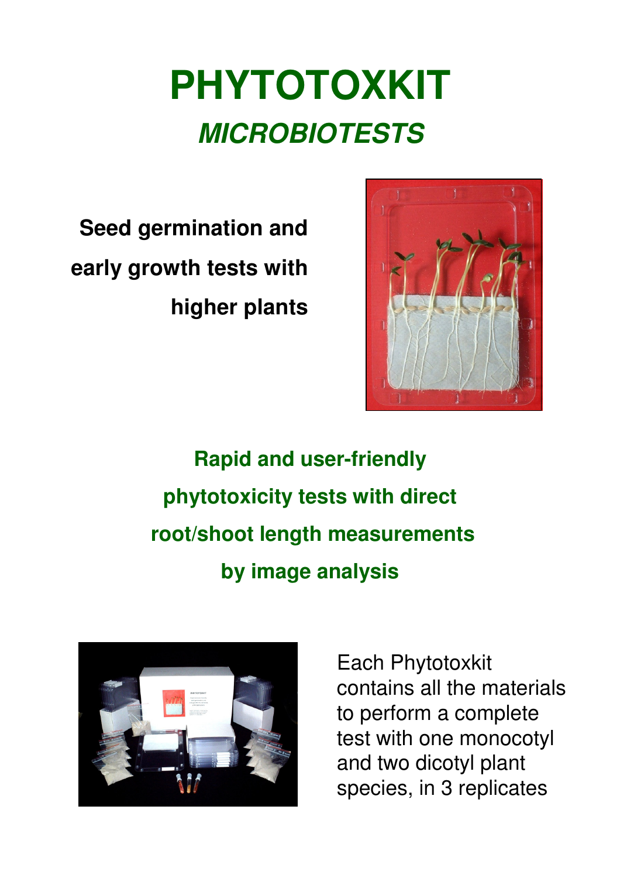# PHYTOTOXKIT

## *MICROBIOTESTS*

**Seed germination and early growth tests with higher plants**

**Rapid and user-friendly phytotoxicity tests with direct root/shoot length measurements by image analysis**

Each Phytotoxkit contains all the materials to perform a complete test with one monocotyl and two dicotyl plant species, in 3 replicates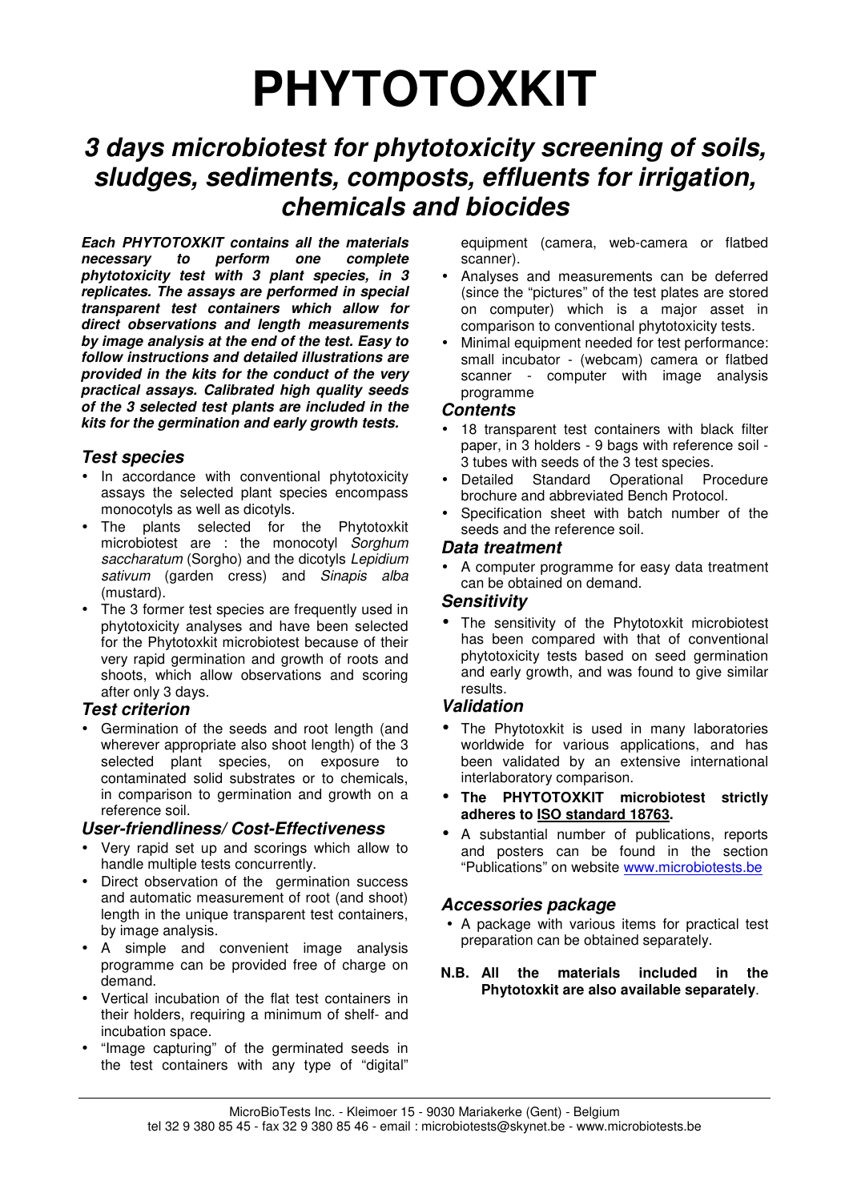# PHYTOTOXKIT

## *3 days microbiotest for phytotoxicity screening of soils, sludges, sediments, composts, effluents for irrigation, chemicals and biocides*

***Each PHYTOTOXKIT contains all the materials necessary to perform one complete phytotoxicity test with 3 plant species, in 3 replicates. The assays are performed in special transparent test containers which allow for direct observations and length measurements by image analysis at the end of the test. Easy to follow instructions and detailed illustrations are provided in the kits for the conduct of the very practical assays. Calibrated high quality seeds of the 3 selected test plants are included in the kits for the germination and early growth tests.***

### *Test species*

- In accordance with conventional phytotoxicity assays the selected plant species encompass monocotyls as well as dicotyls.
- The plants selected for the Phytotoxkit microbiotest are : the monocotyl *Sorghum saccharatum* (Sorgho) and the dicotyls *Lepidium sativum* (garden cress) and *Sinapis alba* (mustard).
- The 3 former test species are frequently used in phytotoxicity analyses and have been selected for the Phytotoxkit microbiotest because of their very rapid germination and growth of roots and shoots, which allow observations and scoring after only 3 days.

### *Test criterion*

- Germination of the seeds and root length (and wherever appropriate also shoot length) of the 3 selected plant species, on exposure to contaminated solid substrates or to chemicals, in comparison to germination and growth on a reference soil.

### *User-friendliness/ Cost-Effectiveness*

- Very rapid set up and scorings which allow to handle multiple tests concurrently.
- Direct observation of the germination success and automatic measurement of root (and shoot) length in the unique transparent test containers, by image analysis.
- A simple and convenient image analysis programme can be provided free of charge on demand.
- Vertical incubation of the flat test containers in their holders, requiring a minimum of shelf- and incubation space.
- "Image capturing" of the germinated seeds in the test containers with any type of "digital" equipment (camera, web-camera or flatbed scanner).
- Analyses and measurements can be deferred (since the "pictures" of the test plates are stored on computer) which is a major asset in comparison to conventional phytotoxicity tests.
- Minimal equipment needed for test performance: small incubator - (webcam) camera or flatbed scanner - computer with image analysis programme

### *Contents*

- 18 transparent test containers with black filter paper, in 3 holders - 9 bags with reference soil - 3 tubes with seeds of the 3 test species.
- Detailed Standard Operational Procedure brochure and abbreviated Bench Protocol.
- Specification sheet with batch number of the seeds and the reference soil.

### *Data treatment*

- A computer programme for easy data treatment can be obtained on demand.

### *Sensitivity*

- The sensitivity of the Phytotoxkit microbiotest has been compared with that of conventional phytotoxicity tests based on seed germination and early growth, and was found to give similar results.

### *Validation*

- The Phytotoxkit is used in many laboratories worldwide for various applications, and has been validated by an extensive international interlaboratory comparison.
- **The PHYTOTOXKIT microbiotest strictly adheres to ISO standard 18763.**
- A substantial number of publications, reports and posters can be found in the section "Publications" on website www.microbiotests.be

### *Accessories package*

- A package with various items for practical test preparation can be obtained separately.

**N.B. All the materials included in the Phytotoxkit are also available separately**.

MicroBioTests Inc. - Kleimoer 15 - 9030 Mariakerke (Gent) - Belgium
tel 32 9 380 85 45 - fax 32 9 380 85 46 - email : microbiotests@skynet.be - www.microbiotests.be